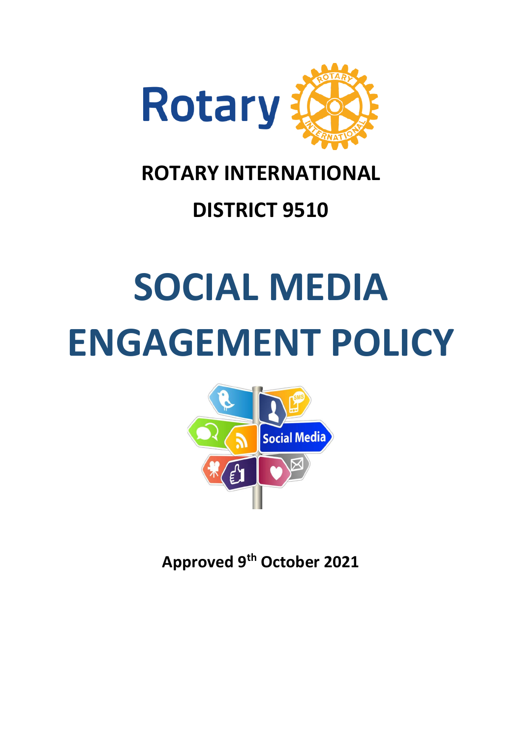**ROTARY INTERNATIONAL**

**DISTRICT 9510**

# SOCIAL MEDIA ENGAGEMENT POLICY

**Approved 9th October 2021**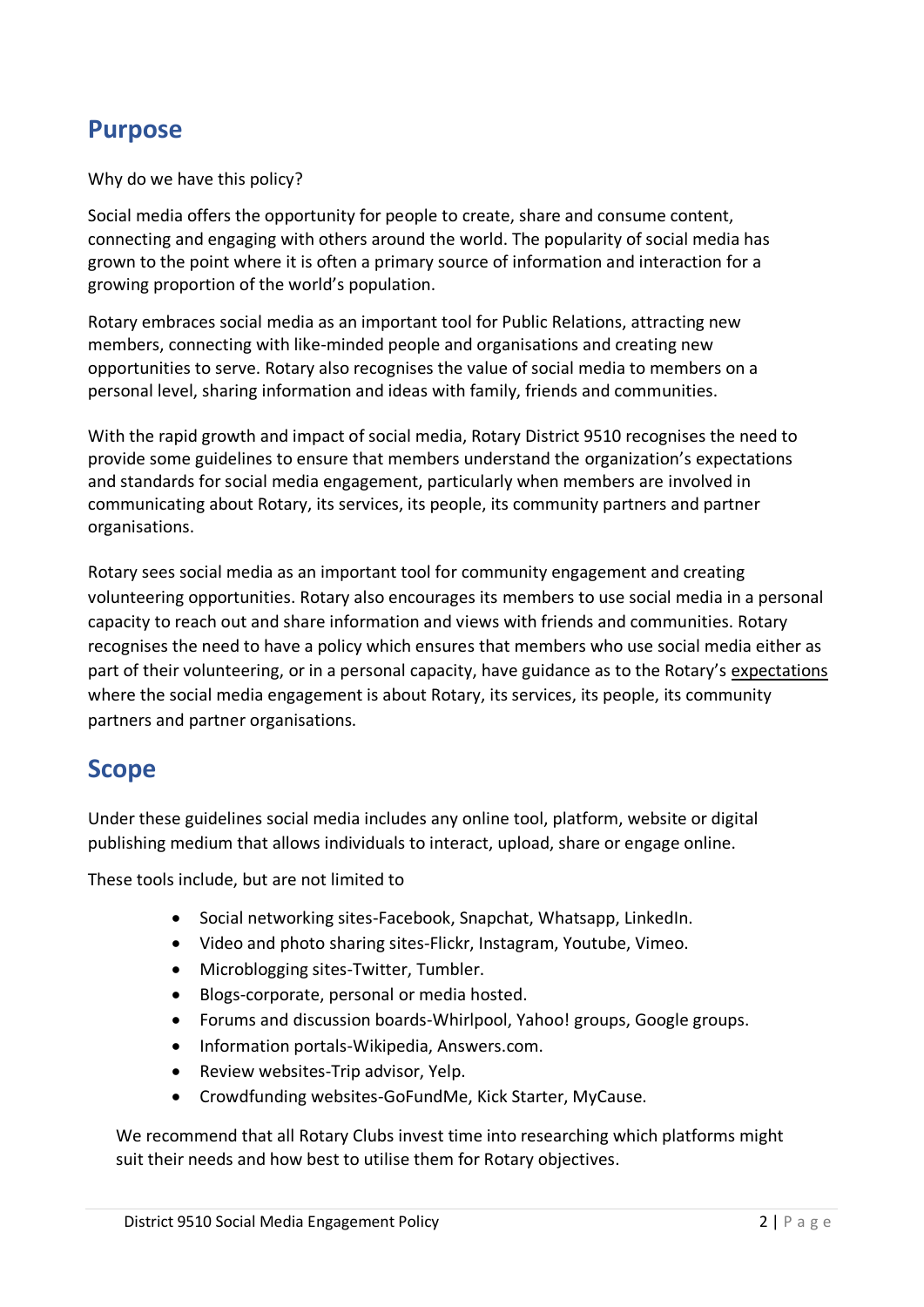## Purpose

Why do we have this policy?

Social media offers the opportunity for people to create, share and consume content, connecting and engaging with others around the world. The popularity of social media has grown to the point where it is often a primary source of information and interaction for a growing proportion of the world's population.

Rotary embraces social media as an important tool for Public Relations, attracting new members, connecting with like-minded people and organisations and creating new opportunities to serve. Rotary also recognises the value of social media to members on a personal level, sharing information and ideas with family, friends and communities.

With the rapid growth and impact of social media, Rotary District 9510 recognises the need to provide some guidelines to ensure that members understand the organization's expectations and standards for social media engagement, particularly when members are involved in communicating about Rotary, its services, its people, its community partners and partner organisations.

Rotary sees social media as an important tool for community engagement and creating volunteering opportunities. Rotary also encourages its members to use social media in a personal capacity to reach out and share information and views with friends and communities. Rotary recognises the need to have a policy which ensures that members who use social media either as part of their volunteering, or in a personal capacity, have guidance as to the Rotary's expectations where the social media engagement is about Rotary, its services, its people, its community partners and partner organisations.

## Scope

Under these guidelines social media includes any online tool, platform, website or digital publishing medium that allows individuals to interact, upload, share or engage online.

These tools include, but are not limited to

- Social networking sites-Facebook, Snapchat, Whatsapp, LinkedIn.
- Video and photo sharing sites-Flickr, Instagram, Youtube, Vimeo.
- Microblogging sites-Twitter, Tumbler.
- Blogs-corporate, personal or media hosted.
- Forums and discussion boards-Whirlpool, Yahoo! groups, Google groups.
- Information portals-Wikipedia, Answers.com.
- Review websites-Trip advisor, Yelp.
- Crowdfunding websites-GoFundMe, Kick Starter, MyCause.

We recommend that all Rotary Clubs invest time into researching which platforms might suit their needs and how best to utilise them for Rotary objectives.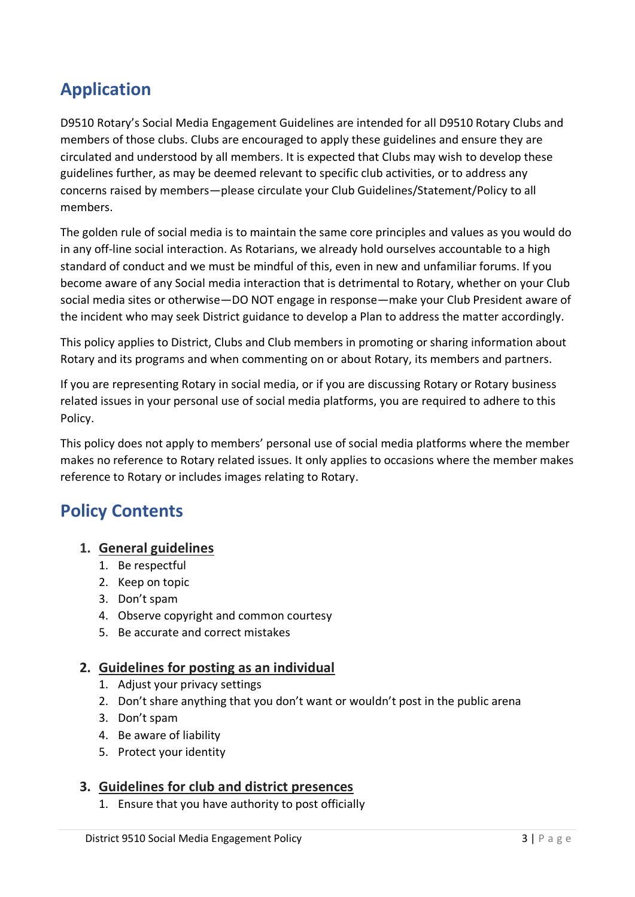## Application

D9510 Rotary's Social Media Engagement Guidelines are intended for all D9510 Rotary Clubs and members of those clubs. Clubs are encouraged to apply these guidelines and ensure they are circulated and understood by all members. It is expected that Clubs may wish to develop these guidelines further, as may be deemed relevant to specific club activities, or to address any concerns raised by members—please circulate your Club Guidelines/Statement/Policy to all members.

The golden rule of social media is to maintain the same core principles and values as you would do in any off-line social interaction. As Rotarians, we already hold ourselves accountable to a high standard of conduct and we must be mindful of this, even in new and unfamiliar forums. If you become aware of any Social media interaction that is detrimental to Rotary, whether on your Club social media sites or otherwise—DO NOT engage in response—make your Club President aware of the incident who may seek District guidance to develop a Plan to address the matter accordingly.

This policy applies to District, Clubs and Club members in promoting or sharing information about Rotary and its programs and when commenting on or about Rotary, its members and partners.

If you are representing Rotary in social media, or if you are discussing Rotary or Rotary business related issues in your personal use of social media platforms, you are required to adhere to this Policy.

This policy does not apply to members' personal use of social media platforms where the member makes no reference to Rotary related issues. It only applies to occasions where the member makes reference to Rotary or includes images relating to Rotary.

## Policy Contents

1. **General guidelines**
   1. Be respectful
   2. Keep on topic
   3. Don't spam
   4. Observe copyright and common courtesy
   5. Be accurate and correct mistakes

2. **Guidelines for posting as an individual**
   1. Adjust your privacy settings
   2. Don't share anything that you don't want or wouldn't post in the public arena
   3. Don't spam
   4. Be aware of liability
   5. Protect your identity

3. **Guidelines for club and district presences**
   1. Ensure that you have authority to post officially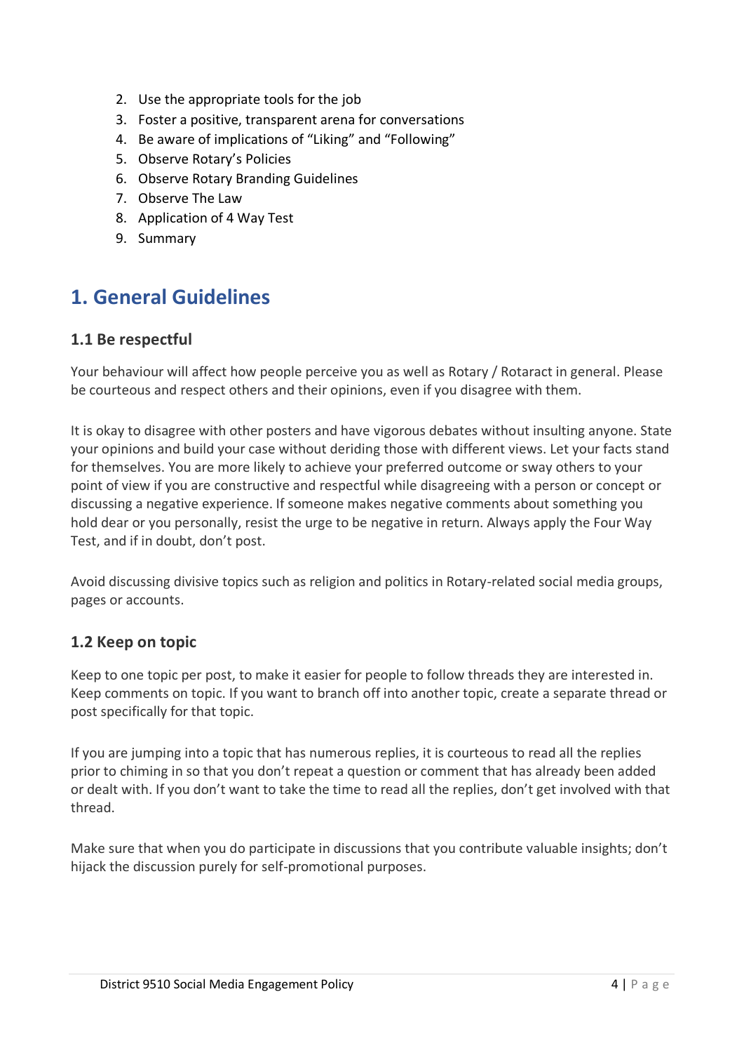2. Use the appropriate tools for the job
3. Foster a positive, transparent arena for conversations
4. Be aware of implications of "Liking" and "Following"
5. Observe Rotary's Policies
6. Observe Rotary Branding Guidelines
7. Observe The Law
8. Application of 4 Way Test
9. Summary

# 1. General Guidelines

## 1.1 Be respectful

Your behaviour will affect how people perceive you as well as Rotary / Rotaract in general. Please be courteous and respect others and their opinions, even if you disagree with them.

It is okay to disagree with other posters and have vigorous debates without insulting anyone. State your opinions and build your case without deriding those with different views. Let your facts stand for themselves. You are more likely to achieve your preferred outcome or sway others to your point of view if you are constructive and respectful while disagreeing with a person or concept or discussing a negative experience. If someone makes negative comments about something you hold dear or you personally, resist the urge to be negative in return. Always apply the Four Way Test, and if in doubt, don't post.

Avoid discussing divisive topics such as religion and politics in Rotary-related social media groups, pages or accounts.

## 1.2 Keep on topic

Keep to one topic per post, to make it easier for people to follow threads they are interested in. Keep comments on topic. If you want to branch off into another topic, create a separate thread or post specifically for that topic.

If you are jumping into a topic that has numerous replies, it is courteous to read all the replies prior to chiming in so that you don't repeat a question or comment that has already been added or dealt with. If you don't want to take the time to read all the replies, don't get involved with that thread.

Make sure that when you do participate in discussions that you contribute valuable insights; don't hijack the discussion purely for self-promotional purposes.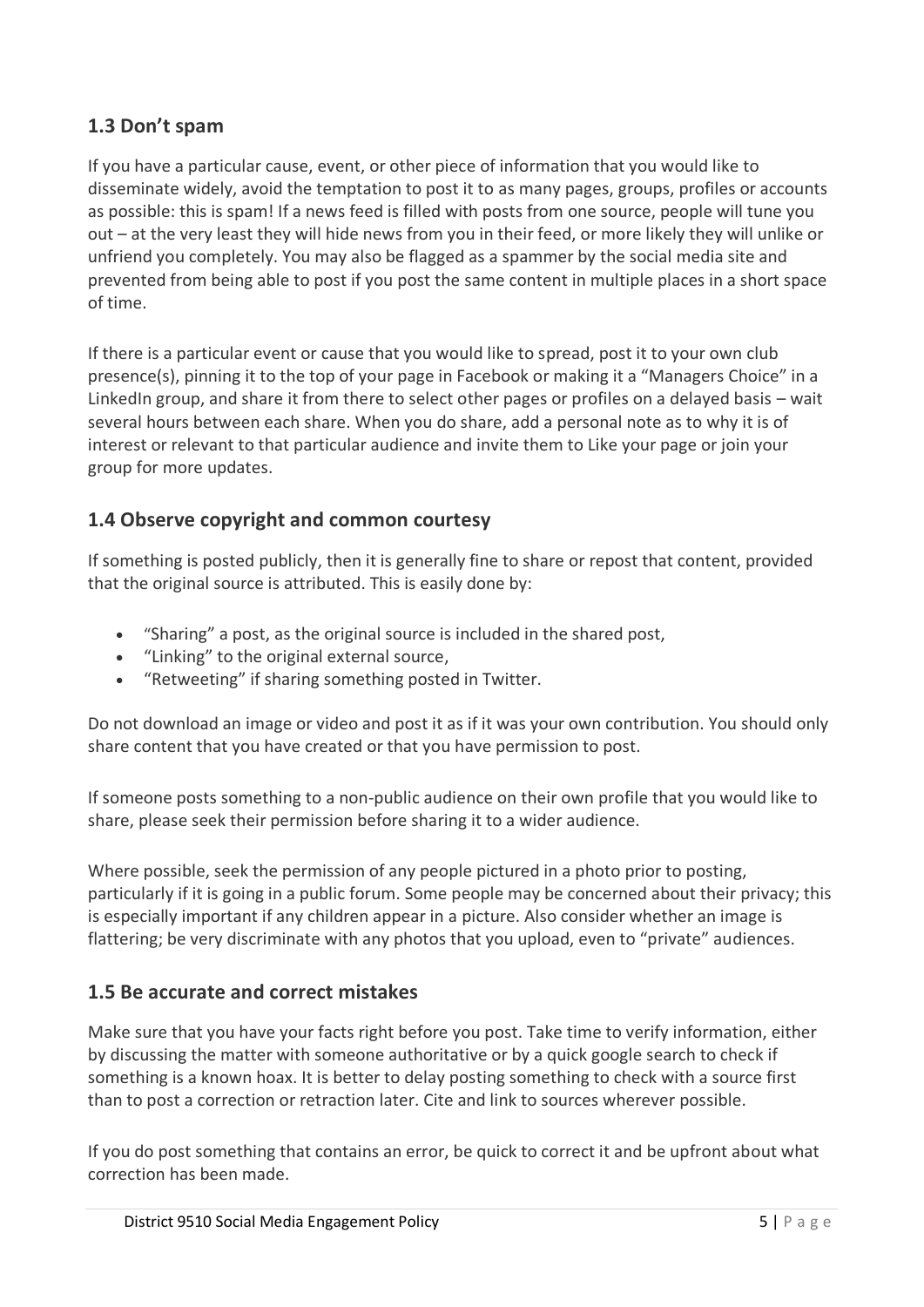## 1.3 Don't spam

If you have a particular cause, event, or other piece of information that you would like to disseminate widely, avoid the temptation to post it to as many pages, groups, profiles or accounts as possible: this is spam! If a news feed is filled with posts from one source, people will tune you out – at the very least they will hide news from you in their feed, or more likely they will unlike or unfriend you completely. You may also be flagged as a spammer by the social media site and prevented from being able to post if you post the same content in multiple places in a short space of time.

If there is a particular event or cause that you would like to spread, post it to your own club presence(s), pinning it to the top of your page in Facebook or making it a "Managers Choice" in a LinkedIn group, and share it from there to select other pages or profiles on a delayed basis – wait several hours between each share. When you do share, add a personal note as to why it is of interest or relevant to that particular audience and invite them to Like your page or join your group for more updates.

## 1.4 Observe copyright and common courtesy

If something is posted publicly, then it is generally fine to share or repost that content, provided that the original source is attributed. This is easily done by:

- "Sharing" a post, as the original source is included in the shared post,
- "Linking" to the original external source,
- "Retweeting" if sharing something posted in Twitter.

Do not download an image or video and post it as if it was your own contribution. You should only share content that you have created or that you have permission to post.

If someone posts something to a non-public audience on their own profile that you would like to share, please seek their permission before sharing it to a wider audience.

Where possible, seek the permission of any people pictured in a photo prior to posting, particularly if it is going in a public forum. Some people may be concerned about their privacy; this is especially important if any children appear in a picture. Also consider whether an image is flattering; be very discriminate with any photos that you upload, even to "private" audiences.

## 1.5 Be accurate and correct mistakes

Make sure that you have your facts right before you post. Take time to verify information, either by discussing the matter with someone authoritative or by a quick google search to check if something is a known hoax. It is better to delay posting something to check with a source first than to post a correction or retraction later. Cite and link to sources wherever possible.

If you do post something that contains an error, be quick to correct it and be upfront about what correction has been made.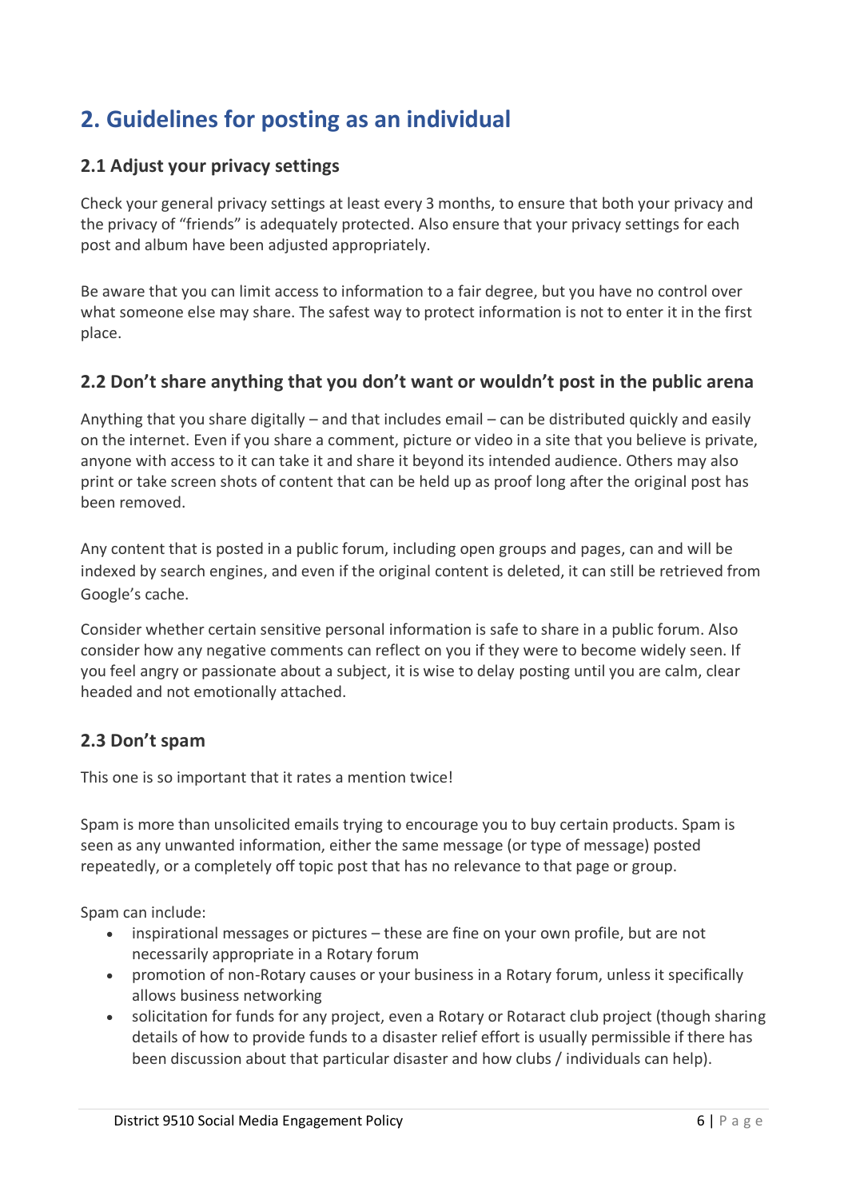## 2. Guidelines for posting as an individual

### 2.1 Adjust your privacy settings

Check your general privacy settings at least every 3 months, to ensure that both your privacy and the privacy of "friends" is adequately protected. Also ensure that your privacy settings for each post and album have been adjusted appropriately.

Be aware that you can limit access to information to a fair degree, but you have no control over what someone else may share. The safest way to protect information is not to enter it in the first place.

### 2.2 Don't share anything that you don't want or wouldn't post in the public arena

Anything that you share digitally – and that includes email – can be distributed quickly and easily on the internet. Even if you share a comment, picture or video in a site that you believe is private, anyone with access to it can take it and share it beyond its intended audience. Others may also print or take screen shots of content that can be held up as proof long after the original post has been removed.

Any content that is posted in a public forum, including open groups and pages, can and will be indexed by search engines, and even if the original content is deleted, it can still be retrieved from Google's cache.

Consider whether certain sensitive personal information is safe to share in a public forum. Also consider how any negative comments can reflect on you if they were to become widely seen. If you feel angry or passionate about a subject, it is wise to delay posting until you are calm, clear headed and not emotionally attached.

### 2.3 Don't spam

This one is so important that it rates a mention twice!

Spam is more than unsolicited emails trying to encourage you to buy certain products. Spam is seen as any unwanted information, either the same message (or type of message) posted repeatedly, or a completely off topic post that has no relevance to that page or group.

Spam can include:

- inspirational messages or pictures – these are fine on your own profile, but are not necessarily appropriate in a Rotary forum
- promotion of non-Rotary causes or your business in a Rotary forum, unless it specifically allows business networking
- solicitation for funds for any project, even a Rotary or Rotaract club project (though sharing details of how to provide funds to a disaster relief effort is usually permissible if there has been discussion about that particular disaster and how clubs / individuals can help).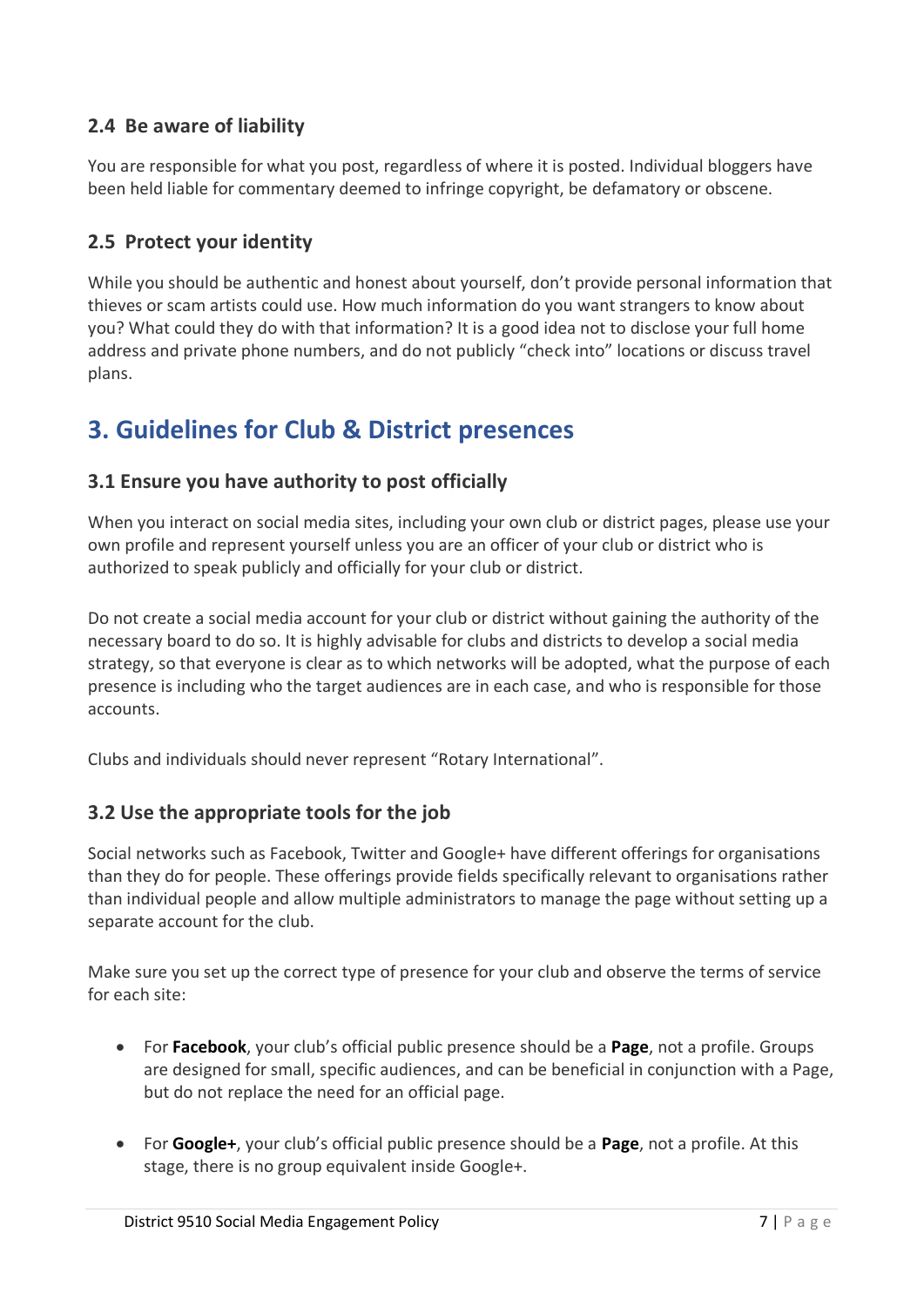### 2.4 Be aware of liability

You are responsible for what you post, regardless of where it is posted. Individual bloggers have been held liable for commentary deemed to infringe copyright, be defamatory or obscene.

### 2.5 Protect your identity

While you should be authentic and honest about yourself, don't provide personal information that thieves or scam artists could use. How much information do you want strangers to know about you? What could they do with that information? It is a good idea not to disclose your full home address and private phone numbers, and do not publicly "check into" locations or discuss travel plans.

## 3. Guidelines for Club & District presences

### 3.1 Ensure you have authority to post officially

When you interact on social media sites, including your own club or district pages, please use your own profile and represent yourself unless you are an officer of your club or district who is authorized to speak publicly and officially for your club or district.

Do not create a social media account for your club or district without gaining the authority of the necessary board to do so. It is highly advisable for clubs and districts to develop a social media strategy, so that everyone is clear as to which networks will be adopted, what the purpose of each presence is including who the target audiences are in each case, and who is responsible for those accounts.

Clubs and individuals should never represent "Rotary International".

### 3.2 Use the appropriate tools for the job

Social networks such as Facebook, Twitter and Google+ have different offerings for organisations than they do for people. These offerings provide fields specifically relevant to organisations rather than individual people and allow multiple administrators to manage the page without setting up a separate account for the club.

Make sure you set up the correct type of presence for your club and observe the terms of service for each site:

- For **Facebook**, your club's official public presence should be a **Page**, not a profile. Groups are designed for small, specific audiences, and can be beneficial in conjunction with a Page, but do not replace the need for an official page.
- For **Google+**, your club's official public presence should be a **Page**, not a profile. At this stage, there is no group equivalent inside Google+.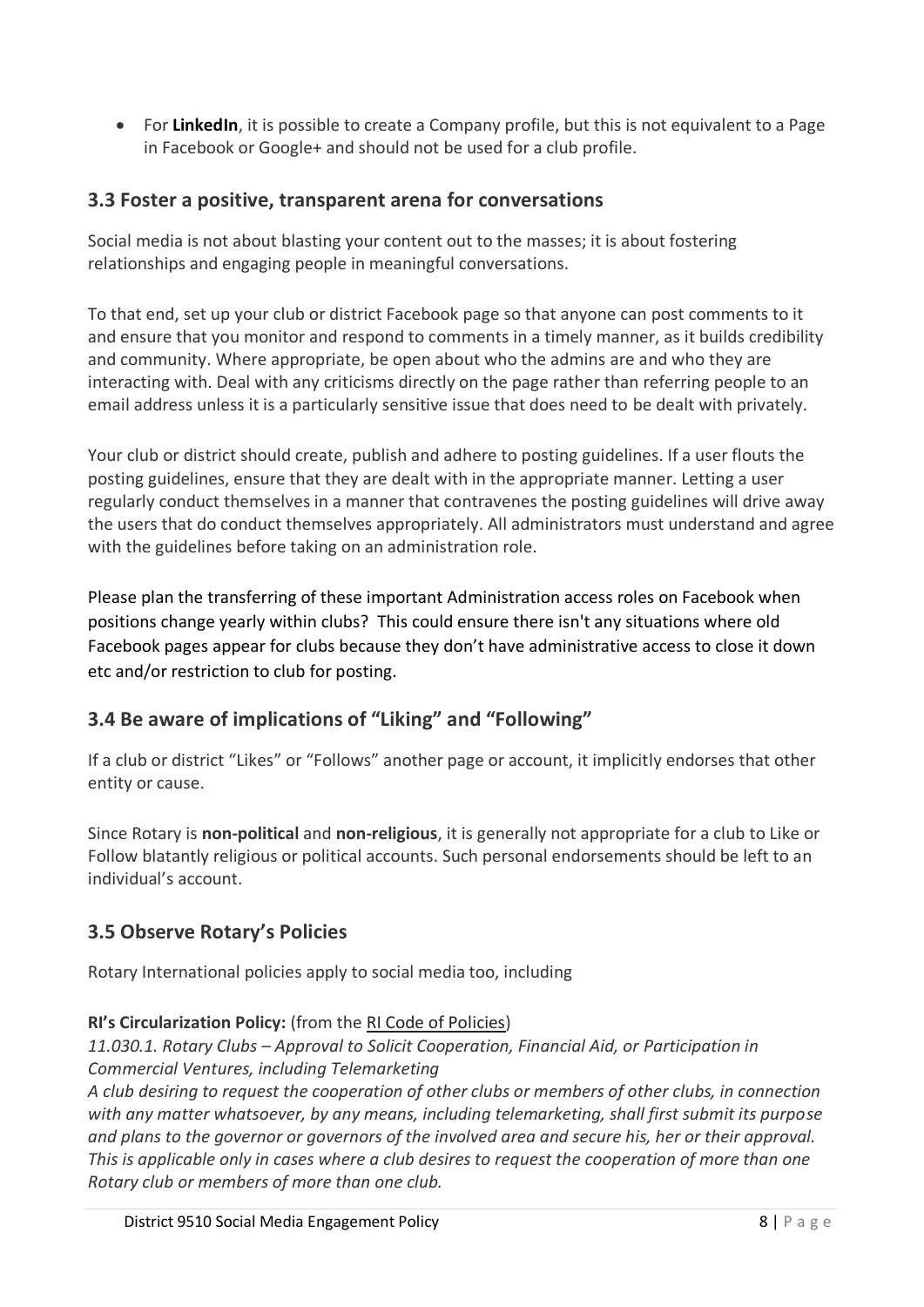- For **LinkedIn**, it is possible to create a Company profile, but this is not equivalent to a Page in Facebook or Google+ and should not be used for a club profile.

## 3.3 Foster a positive, transparent arena for conversations

Social media is not about blasting your content out to the masses; it is about fostering relationships and engaging people in meaningful conversations.

To that end, set up your club or district Facebook page so that anyone can post comments to it and ensure that you monitor and respond to comments in a timely manner, as it builds credibility and community. Where appropriate, be open about who the admins are and who they are interacting with. Deal with any criticisms directly on the page rather than referring people to an email address unless it is a particularly sensitive issue that does need to be dealt with privately.

Your club or district should create, publish and adhere to posting guidelines. If a user flouts the posting guidelines, ensure that they are dealt with in the appropriate manner. Letting a user regularly conduct themselves in a manner that contravenes the posting guidelines will drive away the users that do conduct themselves appropriately. All administrators must understand and agree with the guidelines before taking on an administration role.

Please plan the transferring of these important Administration access roles on Facebook when positions change yearly within clubs? This could ensure there isn't any situations where old Facebook pages appear for clubs because they don't have administrative access to close it down etc and/or restriction to club for posting.

## 3.4 Be aware of implications of "Liking" and "Following"

If a club or district "Likes" or "Follows" another page or account, it implicitly endorses that other entity or cause.

Since Rotary is **non-political** and **non-religious**, it is generally not appropriate for a club to Like or Follow blatantly religious or political accounts. Such personal endorsements should be left to an individual's account.

## 3.5 Observe Rotary's Policies

Rotary International policies apply to social media too, including

**RI's Circularization Policy:** (from the RI Code of Policies)

*11.030.1. Rotary Clubs – Approval to Solicit Cooperation, Financial Aid, or Participation in Commercial Ventures, including Telemarketing*

*A club desiring to request the cooperation of other clubs or members of other clubs, in connection with any matter whatsoever, by any means, including telemarketing, shall first submit its purpose and plans to the governor or governors of the involved area and secure his, her or their approval. This is applicable only in cases where a club desires to request the cooperation of more than one Rotary club or members of more than one club.*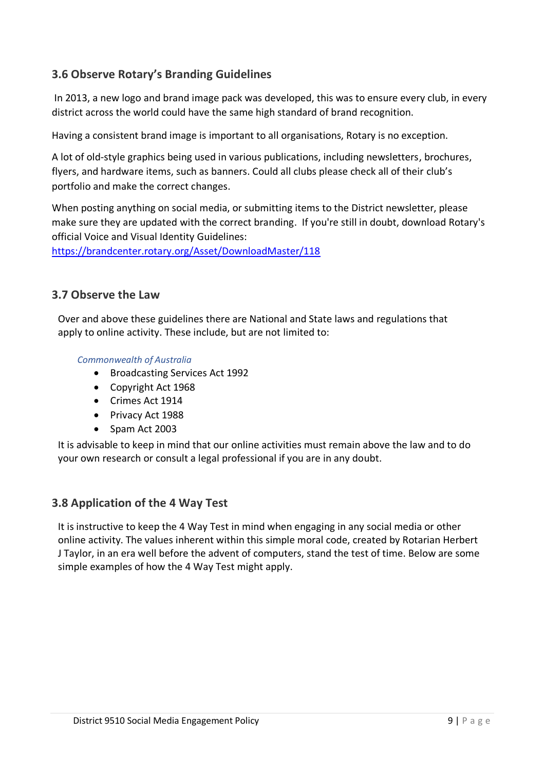### 3.6 Observe Rotary's Branding Guidelines

In 2013, a new logo and brand image pack was developed, this was to ensure every club, in every district across the world could have the same high standard of brand recognition.

Having a consistent brand image is important to all organisations, Rotary is no exception.

A lot of old-style graphics being used in various publications, including newsletters, brochures, flyers, and hardware items, such as banners. Could all clubs please check all of their club's portfolio and make the correct changes.

When posting anything on social media, or submitting items to the District newsletter, please make sure they are updated with the correct branding. If you're still in doubt, download Rotary's official Voice and Visual Identity Guidelines:
https://brandcenter.rotary.org/Asset/DownloadMaster/118

### 3.7 Observe the Law

Over and above these guidelines there are National and State laws and regulations that apply to online activity. These include, but are not limited to:

*Commonwealth of Australia*

- Broadcasting Services Act 1992
- Copyright Act 1968
- Crimes Act 1914
- Privacy Act 1988
- Spam Act 2003

It is advisable to keep in mind that our online activities must remain above the law and to do your own research or consult a legal professional if you are in any doubt.

### 3.8 Application of the 4 Way Test

It is instructive to keep the 4 Way Test in mind when engaging in any social media or other online activity. The values inherent within this simple moral code, created by Rotarian Herbert J Taylor, in an era well before the advent of computers, stand the test of time. Below are some simple examples of how the 4 Way Test might apply.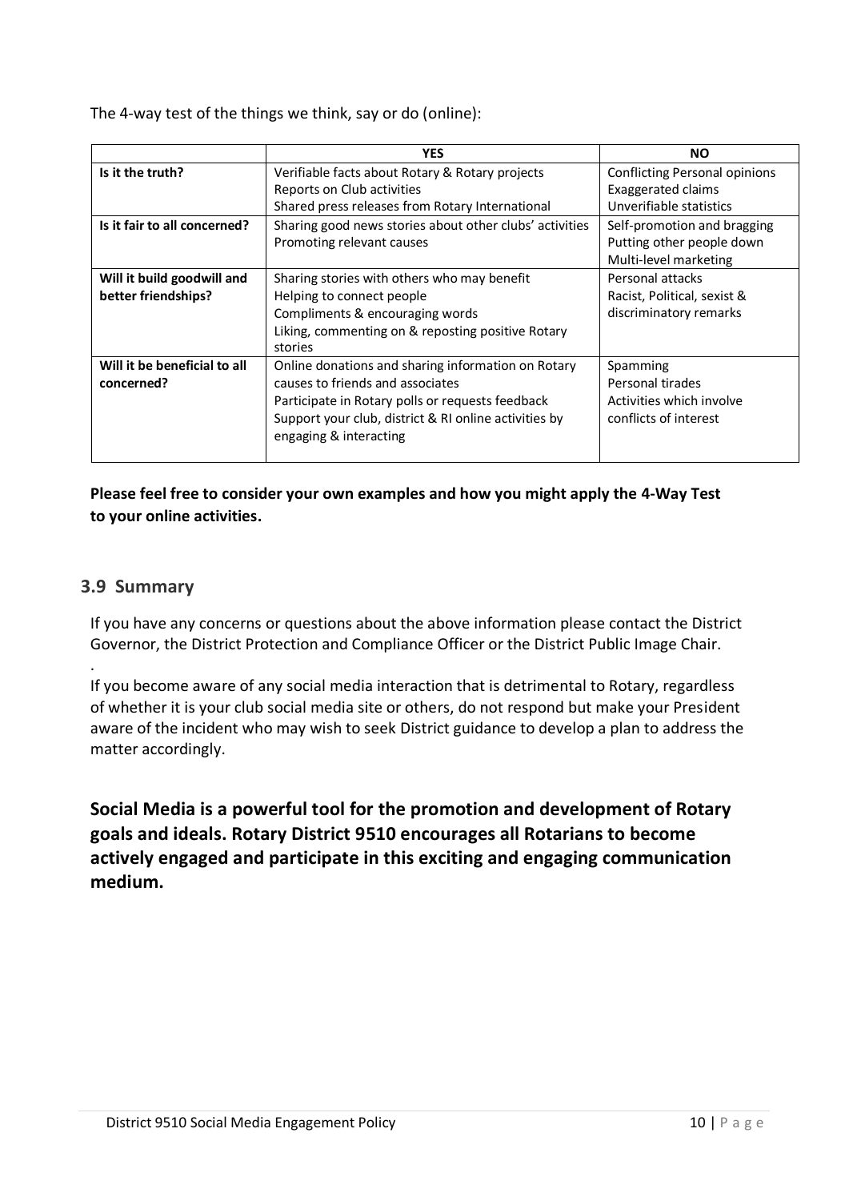The 4-way test of the things we think, say or do (online):

| | YES | NO |
|---|---|---|
| **Is it the truth?** | Verifiable facts about Rotary & Rotary projects<br>Reports on Club activities<br>Shared press releases from Rotary International | Conflicting Personal opinions<br>Exaggerated claims<br>Unverifiable statistics |
| **Is it fair to all concerned?** | Sharing good news stories about other clubs' activities<br>Promoting relevant causes | Self-promotion and bragging<br>Putting other people down<br>Multi-level marketing |
| **Will it build goodwill and better friendships?** | Sharing stories with others who may benefit<br>Helping to connect people<br>Compliments & encouraging words<br>Liking, commenting on & reposting positive Rotary stories | Personal attacks<br>Racist, Political, sexist & discriminatory remarks |
| **Will it be beneficial to all concerned?** | Online donations and sharing information on Rotary causes to friends and associates<br>Participate in Rotary polls or requests feedback<br>Support your club, district & RI online activities by engaging & interacting | Spamming<br>Personal tirades<br>Activities which involve conflicts of interest |

**Please feel free to consider your own examples and how you might apply the 4-Way Test to your online activities.**

## 3.9 Summary

If you have any concerns or questions about the above information please contact the District Governor, the District Protection and Compliance Officer or the District Public Image Chair.

.

If you become aware of any social media interaction that is detrimental to Rotary, regardless of whether it is your club social media site or others, do not respond but make your President aware of the incident who may wish to seek District guidance to develop a plan to address the matter accordingly.

**Social Media is a powerful tool for the promotion and development of Rotary goals and ideals. Rotary District 9510 encourages all Rotarians to become actively engaged and participate in this exciting and engaging communication medium.**